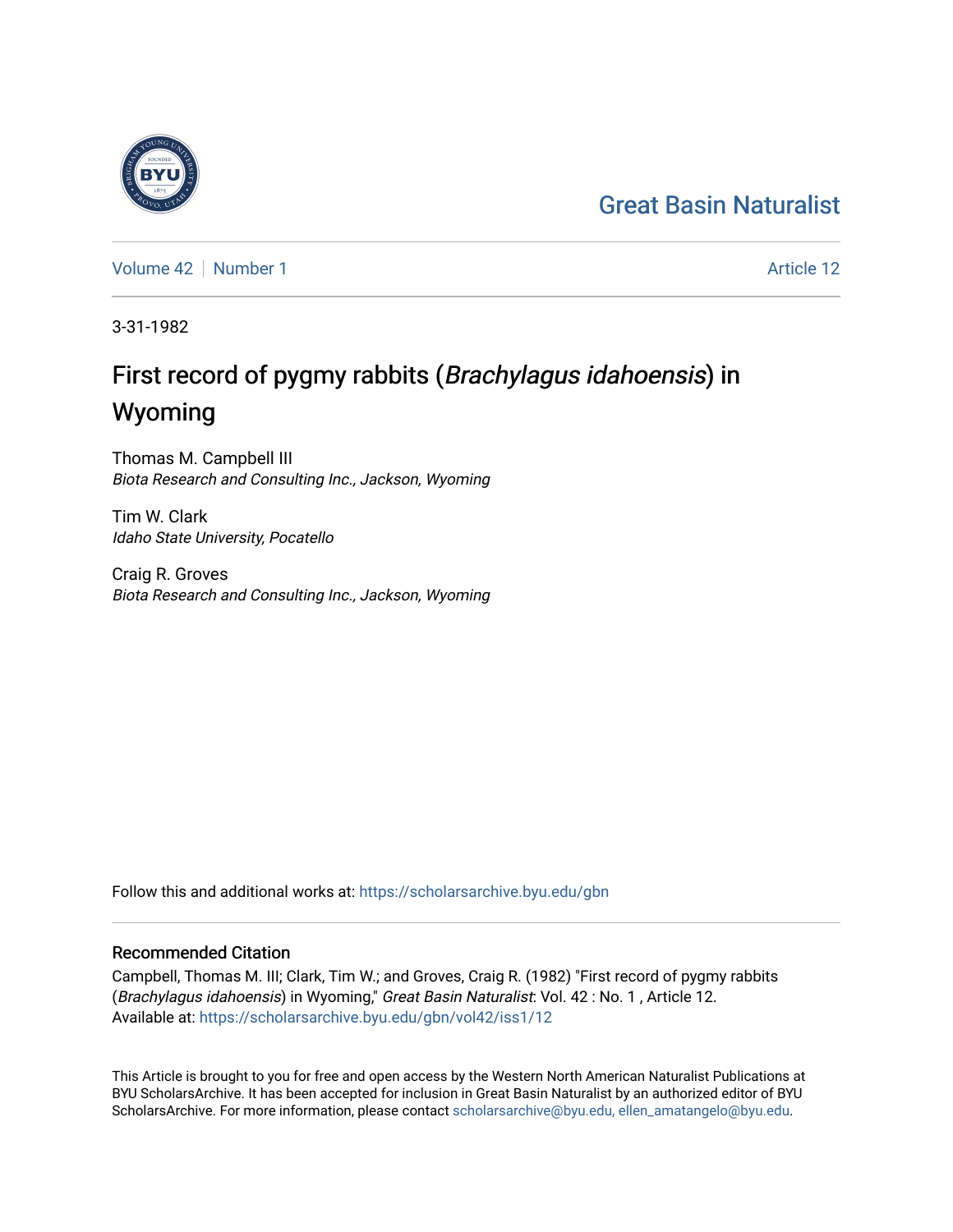Great Basin Naturalist

Volume 42 | Number 1 | Article 12

3-31-1982

# First record of pygmy rabbits (*Brachylagus idahoensis*) in Wyoming

Thomas M. Campbell III
*Biota Research and Consulting Inc., Jackson, Wyoming*

Tim W. Clark
*Idaho State University, Pocatello*

Craig R. Groves
*Biota Research and Consulting Inc., Jackson, Wyoming*

Follow this and additional works at: https://scholarsarchive.byu.edu/gbn

## Recommended Citation

Campbell, Thomas M. III; Clark, Tim W.; and Groves, Craig R. (1982) "First record of pygmy rabbits (*Brachylagus idahoensis*) in Wyoming," *Great Basin Naturalist*: Vol. 42 : No. 1 , Article 12.
Available at: https://scholarsarchive.byu.edu/gbn/vol42/iss1/12

This Article is brought to you for free and open access by the Western North American Naturalist Publications at BYU ScholarsArchive. It has been accepted for inclusion in Great Basin Naturalist by an authorized editor of BYU ScholarsArchive. For more information, please contact scholarsarchive@byu.edu, ellen_amatangelo@byu.edu.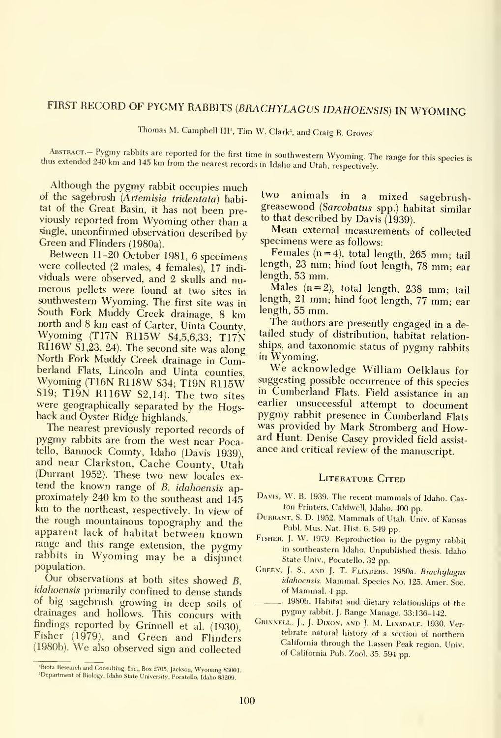# FIRST RECORD OF PYGMY RABBITS (*BRACHYLAGUS IDAHOENSIS*) IN WYOMING

Thomas M. Campbell III[1], Tim W. Clark[2], and Craig R. Groves[1]

ABSTRACT.— Pygmy rabbits are reported for the first time in southwestern Wyoming. The range for this species is thus extended 240 km and 145 km from the nearest records in Idaho and Utah, respectively.

Although the pygmy rabbit occupies much of the sagebrush (*Artemisia tridentata*) habitat of the Great Basin, it has not been previously reported from Wyoming other than a single, unconfirmed observation described by Green and Flinders (1980a).

Between 11–20 October 1981, 6 specimens were collected (2 males, 4 females), 17 individuals were observed, and 2 skulls and numerous pellets were found at two sites in southwestern Wyoming. The first site was in South Fork Muddy Creek drainage, 8 km north and 8 km east of Carter, Uinta County, Wyoming (T17N R115W S4,5,6,33; T17N R116W S1,23, 24). The second site was along North Fork Muddy Creek drainage in Cumberland Flats, Lincoln and Uinta counties, Wyoming (T16N R118W S34; T19N R115W S19; T19N R116W S2,14). The two sites were geographically separated by the Hogsback and Oyster Ridge highlands.

The nearest previously reported records of pygmy rabbits are from the west near Pocatello, Bannock County, Idaho (Davis 1939), and near Clarkston, Cache County, Utah (Durrant 1952). These two new locales extend the known range of *B. idahoensis* approximately 240 km to the southeast and 145 km to the northeast, respectively. In view of the rough mountainous topography and the apparent lack of habitat between known range and this range extension, the pygmy rabbits in Wyoming may be a disjunct population.

Our observations at both sites showed *B. idahoensis* primarily confined to dense stands of big sagebrush growing in deep soils of drainages and hollows. This concurs with findings reported by Grinnell et al. (1930), Fisher (1979), and Green and Flinders (1980b). We also observed sign and collected two animals in a mixed sagebrush-greasewood (*Sarcobatus* spp.) habitat similar to that described by Davis (1939).

Mean external measurements of collected specimens were as follows:

Females (n = 4), total length, 265 mm; tail length, 23 mm; hind foot length, 78 mm; ear length, 53 mm.

Males (n = 2), total length, 238 mm; tail length, 21 mm; hind foot length, 77 mm; ear length, 55 mm.

The authors are presently engaged in a detailed study of distribution, habitat relationships, and taxonomic status of pygmy rabbits in Wyoming.

We acknowledge William Oelklaus for suggesting possible occurrence of this species in Cumberland Flats. Field assistance in an earlier unsuccessful attempt to document pygmy rabbit presence in Cumberland Flats was provided by Mark Stromberg and Howard Hunt. Denise Casey provided field assistance and critical review of the manuscript.

## LITERATURE CITED

DAVIS, W. B. 1939. The recent mammals of Idaho. Caxton Printers, Caldwell, Idaho. 400 pp.

DURRANT, S. D. 1952. Mammals of Utah. Univ. of Kansas Publ. Mus. Nat. Hist. 6. 549 pp.

FISHER, J. W. 1979. Reproduction in the pygmy rabbit in southeastern Idaho. Unpublished thesis. Idaho State Univ., Pocatello. 32 pp.

GREEN, J. S., AND J. T. FLINDERS. 1980a. *Brachylagus idahoensis*. Mammal. Species No. 125. Amer. Soc. of Mammal. 4 pp.

———. 1980b. Habitat and dietary relationships of the pygmy rabbit. J. Range Manage. 33:136–142.

GRINNELL, J., J. DIXON, AND J. M. LINSDALE. 1930. Vertebrate natural history of a section of northern California through the Lassen Peak region. Univ. of California Pub. Zool. 35. 594 pp.

[1]Biota Research and Consulting, Inc., Box 2705, Jackson, Wyoming 83001.
[2]Department of Biology, Idaho State University, Pocatello, Idaho 83209.